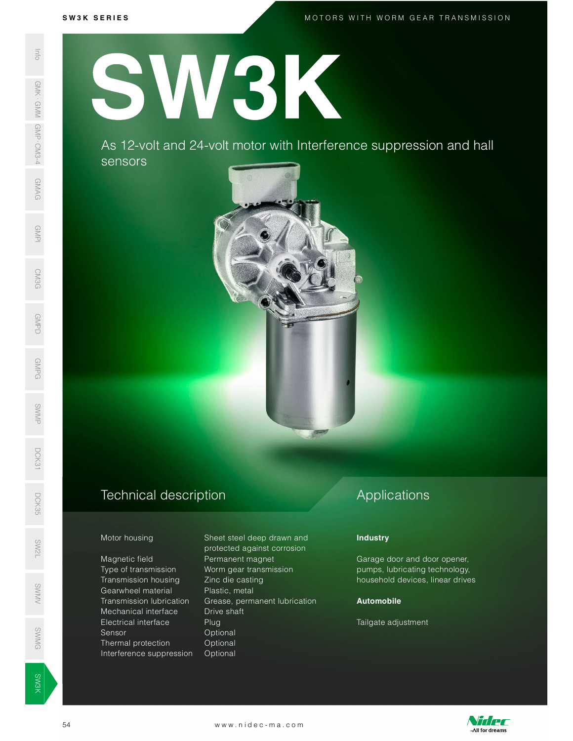# SW3K

As 12-volt and 24-volt motor with Interference suppression and hall sensors

## Technical description

| | |
|---|---|
| Motor housing | Sheet steel deep drawn and protected against corrosion |
| Magnetic field | Permanent magnet |
| Type of transmission | Worm gear transmission |
| Transmission housing | Zinc die casting |
| Gearwheel material | Plastic, metal |
| Transmission lubrication | Grease, permanent lubrication |
| Mechanical interface | Drive shaft |
| Electrical interface | Plug |
| Sensor | Optional |
| Thermal protection | Optional |
| Interference suppression | Optional |

## Applications

**Industry**

Garage door and door opener, pumps, lubricating technology, household devices, linear drives

**Automobile**

Tailgate adjustment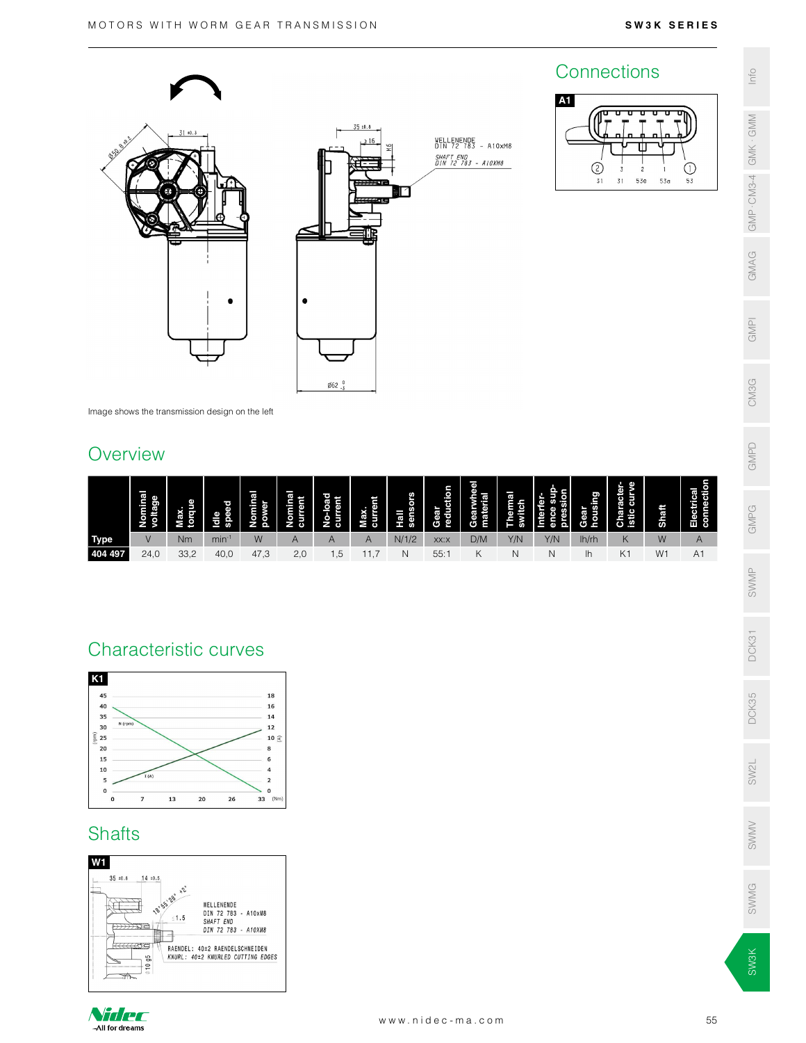Image shows the transmission design on the left

WELLENENDE
DIN 72 783 - A10xM8
SHAFT END
DIN 72 783 - A10XM8

## Connections

A1

31 31 53e 53a 53

## Overview

| Type | Nominal voltage | Max. torque | Idle speed | Nominal power | Nominal current | No-load current | Max. current | Hall sensors | Gear reduction | Gearwheel material | Thermal switch | Interference suppression | Gear housing | Characteristic curve | Shaft | Electrical connection |
|---|---|---|---|---|---|---|---|---|---|---|---|---|---|---|---|---|
| | V | Nm | $min^{-1}$ | W | A | A | A | N/1/2 | xx:x | D/M | Y/N | Y/N | lh/rh | K | W | A |
| 404 497 | 24,0 | 33,2 | 40,0 | 47,3 | 2,0 | 1,5 | 11,7 | N | 55:1 | K | N | N | lh | K1 | W1 | A1 |

## Characteristic curves

K1

(rpm) 45 40 35 30 25 20 15 10 5 0

(A) 18 16 14 12 10 8 6 4 2 0

N (rpm)

I (A)

0 7 13 20 26 33 (Nm)

## Shafts

W1

35 ±0.8
14 ±0.5
18°55'28" ±2°
1.5
Ø10 g5

WELLENENDE
DIN 72 783 - A10xM8
SHAFT END
DIN 72 783 - A10XM8

RAENDEL: 40±2 RAENDELSCHNEIDEN
KNURL: 40±2 KNURLED CUTTING EDGES